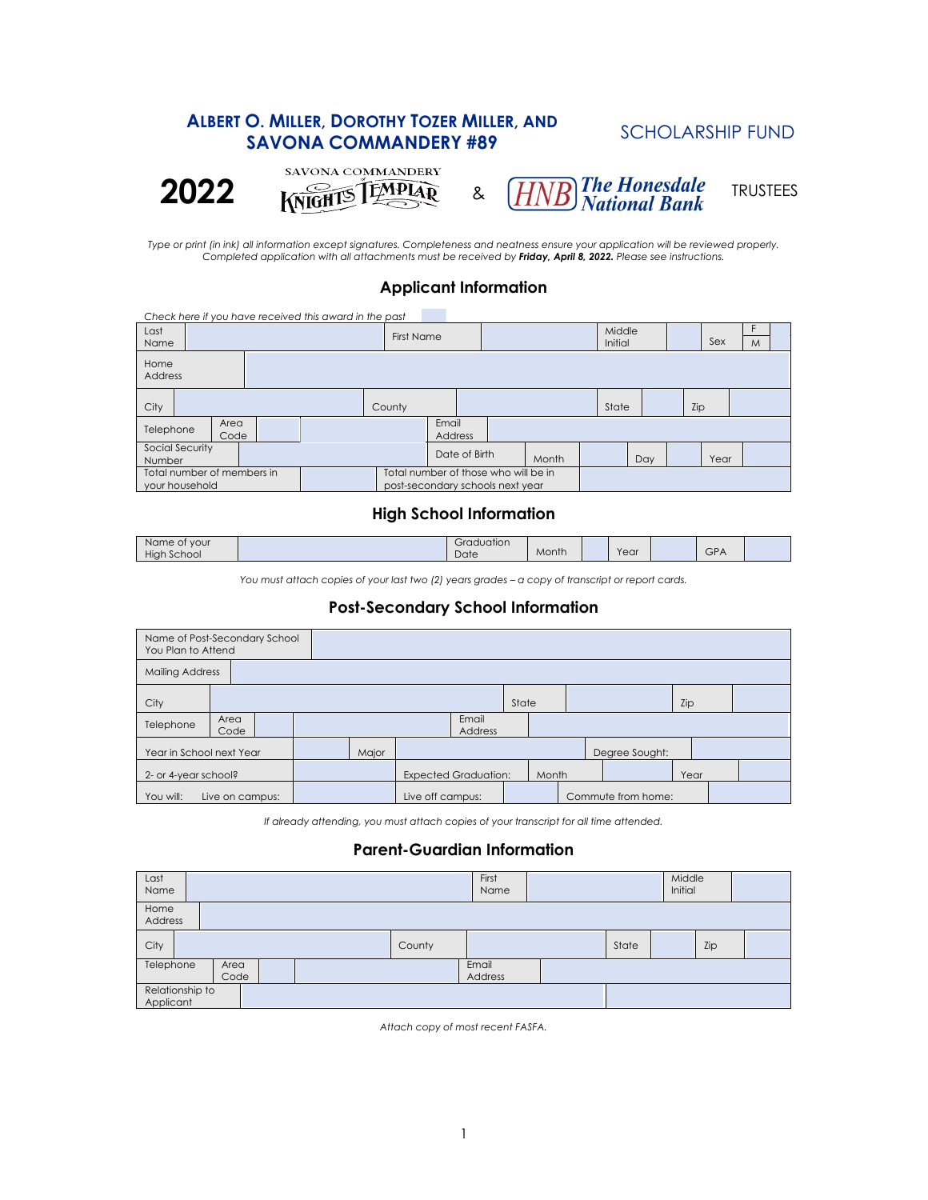# ALBERT O. MILLER, DOROTHY TOZER MILLER, AND SAVONA COMMANDERY #89 SCHOLARSHIP FUND

**2022** SAVONA COMMANDERY KNIGHTS TEMPLAR & HNB The Honesdale National Bank TRUSTEES

*Type or print (in ink) all information except signatures. Completeness and neatness ensure your application will be reviewed properly. Completed application with all attachments must be received by* ***Friday, April 8, 2022.*** *Please see instructions.*

## Applicant Information

*Check here if you have received this award in the past* ☐

| Last Name | | First Name | | Middle Initial | | Sex | F / M |
|---|---|---|---|---|---|---|---|
| Home Address | | | | | | | |
| City | | County | | State | | Zip | |
| Telephone | Area Code | | Email Address | | | | |
| Social Security Number | | Date of Birth | Month | | Day | | Year |
| Total number of members in your household | | Total number of those who will be in post-secondary schools next year | | | | | |

## High School Information

| Name of your High School | | Graduation Date | Month | | Year | | GPA | |
|---|---|---|---|---|---|---|---|---|

*You must attach copies of your last two (2) years grades – a copy of transcript or report cards.*

## Post-Secondary School Information

| Name of Post-Secondary School You Plan to Attend | | | | | | |
|---|---|---|---|---|---|---|
| Mailing Address | | | | | | |
| City | | State | | Zip | | |
| Telephone | Area Code | | Email Address | | | |
| Year in School next Year | | Major | | Degree Sought: | | |
| 2- or 4-year school? | | Expected Graduation: | Month | | Year | |
| You will: Live on campus: | | Live off campus: | | Commute from home: | | |

*If already attending, you must attach copies of your transcript for all time attended.*

## Parent-Guardian Information

| Last Name | | First Name | | Middle Initial | | | |
|---|---|---|---|---|---|---|---|
| Home Address | | | | | | | |
| City | | County | | State | | Zip | |
| Telephone | Area Code | | Email Address | | | | |
| Relationship to Applicant | | | | | | | |

*Attach copy of most recent FASFA.*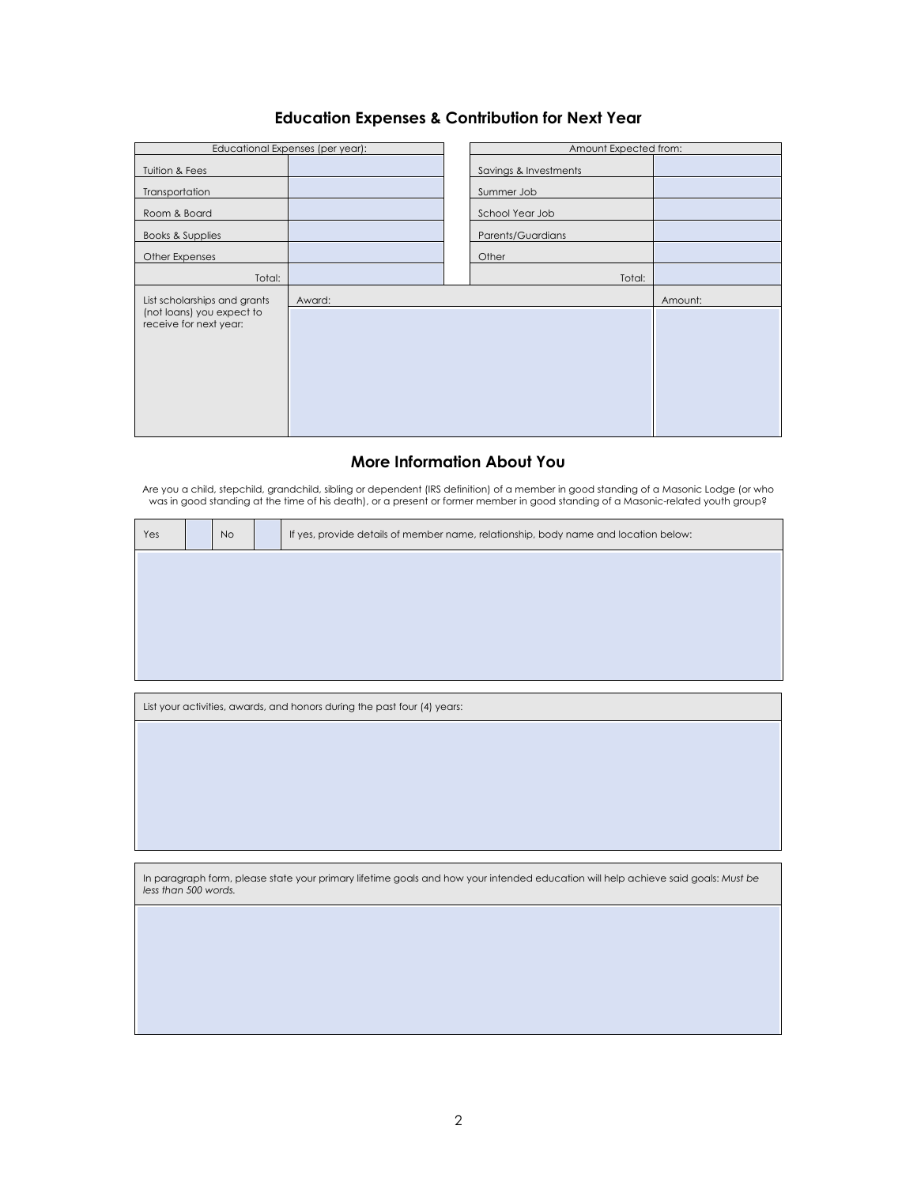## Education Expenses & Contribution for Next Year

| Educational Expenses (per year): | | | Amount Expected from: | |
|---|---|---|---|---|
| Tuition & Fees | | | Savings & Investments | |
| Transportation | | | Summer Job | |
| Room & Board | | | School Year Job | |
| Books & Supplies | | | Parents/Guardians | |
| Other Expenses | | | Other | |
| Total: | | | Total: | |

| List scholarships and grants (not loans) you expect to receive for next year: | Award: | Amount: |
|---|---|---|
| | | |

## More Information About You

Are you a child, stepchild, grandchild, sibling or dependent (IRS definition) of a member in good standing of a Masonic Lodge (or who was in good standing at the time of his death), or a present or former member in good standing of a Masonic-related youth group?

| Yes | | No | | If yes, provide details of member name, relationship, body name and location below: |
|---|---|---|---|---|
| | | | | |

| List your activities, awards, and honors during the past four (4) years: |
|---|
| |

| In paragraph form, please state your primary lifetime goals and how your intended education will help achieve said goals: *Must be less than 500 words.* |
|---|
| |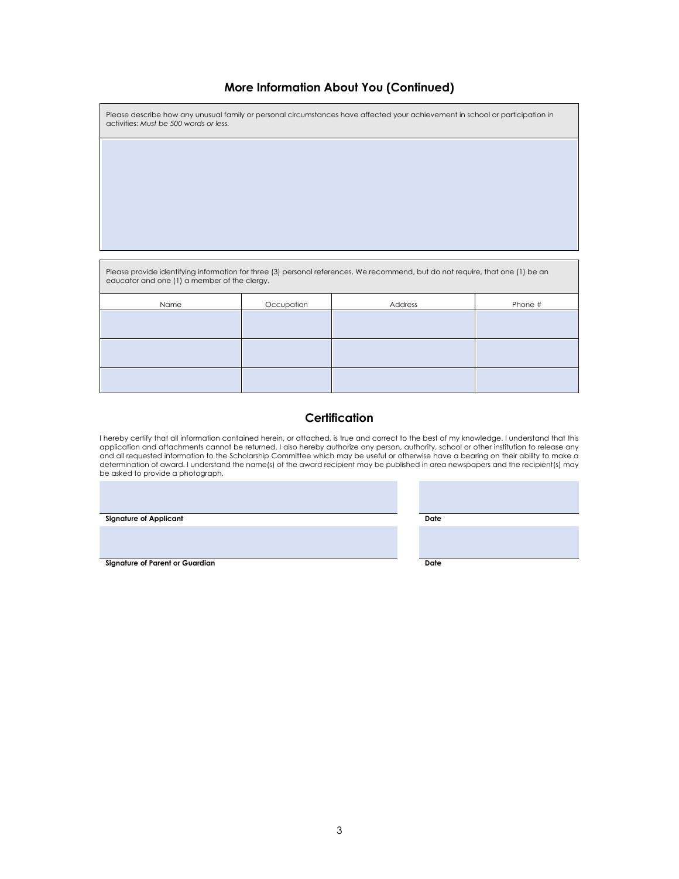## More Information About You (Continued)

Please describe how any unusual family or personal circumstances have affected your achievement in school or participation in activities: *Must be 500 words or less.*

Please provide identifying information for three (3) personal references. We recommend, but do not require, that one (1) be an educator and one (1) a member of the clergy.

| Name | Occupation | Address | Phone # |
|---|---|---|---|
| | | | |
| | | | |
| | | | |

## Certification

I hereby certify that all information contained herein, or attached, is true and correct to the best of my knowledge. I understand that this application and attachments cannot be returned. I also hereby authorize any person, authority, school or other institution to release any and all requested information to the Scholarship Committee which may be useful or otherwise have a bearing on their ability to make a determination of award. I understand the name(s) of the award recipient may be published in area newspapers and the recipient(s) may be asked to provide a photograph.

**Signature of Applicant** **Date**

**Signature of Parent or Guardian** **Date**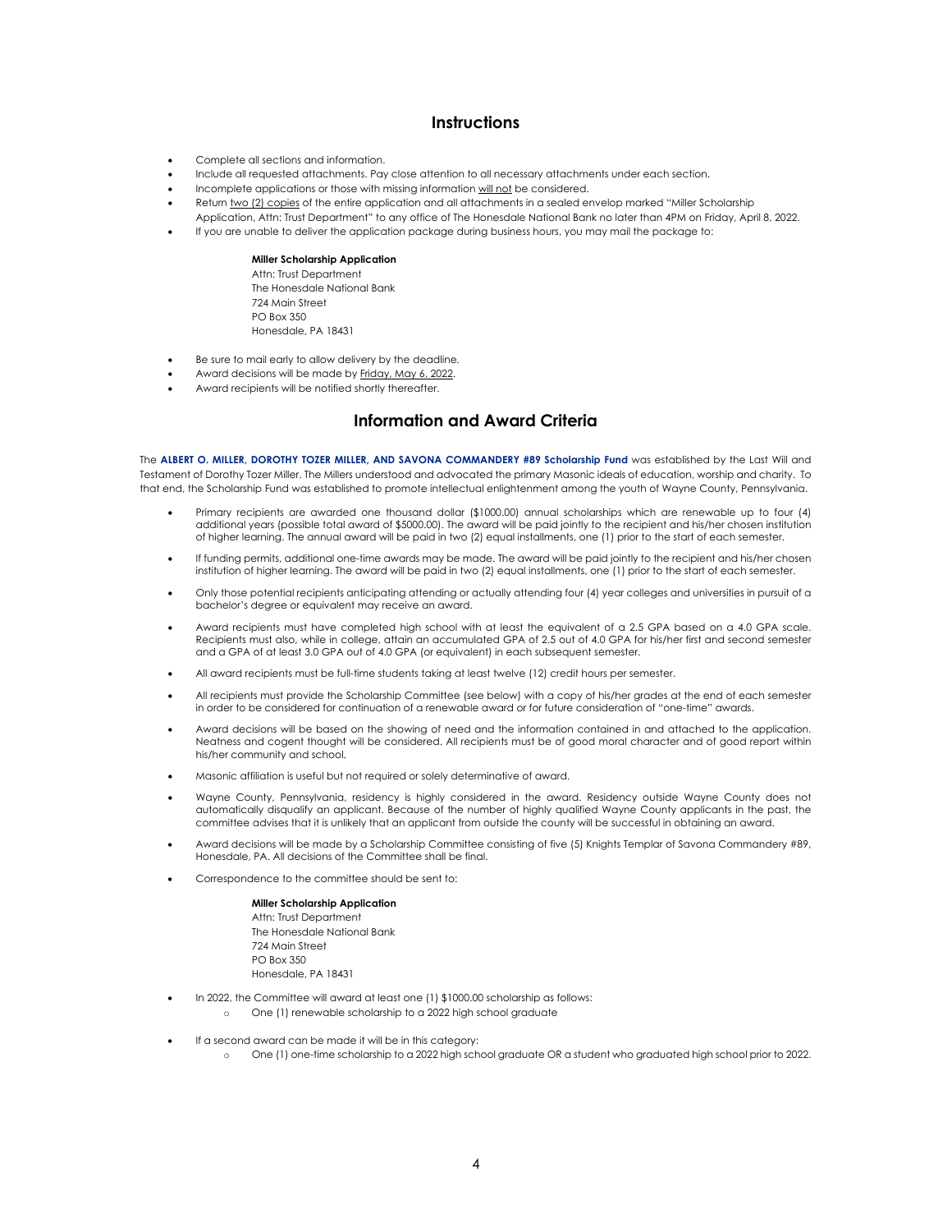## Instructions

- Complete all sections and information.
- Include all requested attachments. Pay close attention to all necessary attachments under each section.
- Incomplete applications or those with missing information will not be considered.
- Return two (2) copies of the entire application and all attachments in a sealed envelop marked "Miller Scholarship Application, Attn: Trust Department" to any office of The Honesdale National Bank no later than 4PM on Friday, April 8, 2022.
- If you are unable to deliver the application package during business hours, you may mail the package to:

  **Miller Scholarship Application**
  Attn: Trust Department
  The Honesdale National Bank
  724 Main Street
  PO Box 350
  Honesdale, PA 18431

- Be sure to mail early to allow delivery by the deadline.
- Award decisions will be made by Friday, May 6, 2022.
- Award recipients will be notified shortly thereafter.

## Information and Award Criteria

The **ALBERT O. MILLER, DOROTHY TOZER MILLER, AND SAVONA COMMANDERY #89 Scholarship Fund** was established by the Last Will and Testament of Dorothy Tozer Miller. The Millers understood and advocated the primary Masonic ideals of education, worship and charity. To that end, the Scholarship Fund was established to promote intellectual enlightenment among the youth of Wayne County, Pennsylvania.

- Primary recipients are awarded one thousand dollar ($1000.00) annual scholarships which are renewable up to four (4) additional years (possible total award of $5000.00). The award will be paid jointly to the recipient and his/her chosen institution of higher learning. The annual award will be paid in two (2) equal installments, one (1) prior to the start of each semester.
- If funding permits, additional one-time awards may be made. The award will be paid jointly to the recipient and his/her chosen institution of higher learning. The award will be paid in two (2) equal installments, one (1) prior to the start of each semester.
- Only those potential recipients anticipating attending or actually attending four (4) year colleges and universities in pursuit of a bachelor's degree or equivalent may receive an award.
- Award recipients must have completed high school with at least the equivalent of a 2.5 GPA based on a 4.0 GPA scale. Recipients must also, while in college, attain an accumulated GPA of 2.5 out of 4.0 GPA for his/her first and second semester and a GPA of at least 3.0 GPA out of 4.0 GPA (or equivalent) in each subsequent semester.
- All award recipients must be full-time students taking at least twelve (12) credit hours per semester.
- All recipients must provide the Scholarship Committee (see below) with a copy of his/her grades at the end of each semester in order to be considered for continuation of a renewable award or for future consideration of "one-time" awards.
- Award decisions will be based on the showing of need and the information contained in and attached to the application. Neatness and cogent thought will be considered. All recipients must be of good moral character and of good report within his/her community and school.
- Masonic affiliation is useful but not required or solely determinative of award.
- Wayne County, Pennsylvania, residency is highly considered in the award. Residency outside Wayne County does not automatically disqualify an applicant. Because of the number of highly qualified Wayne County applicants in the past, the committee advises that it is unlikely that an applicant from outside the county will be successful in obtaining an award.
- Award decisions will be made by a Scholarship Committee consisting of five (5) Knights Templar of Savona Commandery #89, Honesdale, PA. All decisions of the Committee shall be final.
- Correspondence to the committee should be sent to:

  **Miller Scholarship Application**
  Attn: Trust Department
  The Honesdale National Bank
  724 Main Street
  PO Box 350
  Honesdale, PA 18431

- In 2022, the Committee will award at least one (1) $1000.00 scholarship as follows:
  - One (1) renewable scholarship to a 2022 high school graduate
- If a second award can be made it will be in this category:
  - One (1) one-time scholarship to a 2022 high school graduate OR a student who graduated high school prior to 2022.